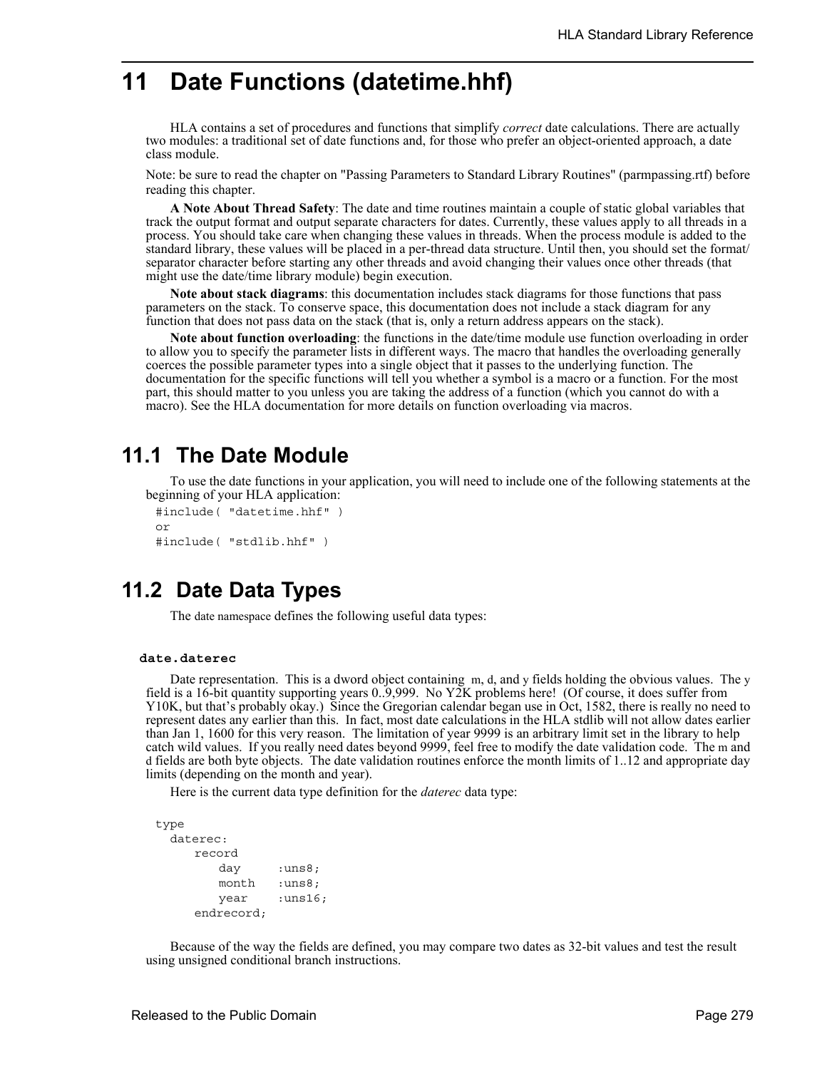# 11 Date Functions (datetime.hhf)

HLA contains a set of procedures and functions that simplify *correct* date calculations. There are actually two modules: a traditional set of date functions and, for those who prefer an object-oriented approach, a date class module.

Note: be sure to read the chapter on "Passing Parameters to Standard Library Routines" (parmpassing.rtf) before reading this chapter.

**A Note About Thread Safety**: The date and time routines maintain a couple of static global variables that track the output format and output separate characters for dates. Currently, these values apply to all threads in a process. You should take care when changing these values in threads. When the process module is added to the standard library, these values will be placed in a per-thread data structure. Until then, you should set the format/separator character before starting any other threads and avoid changing their values once other threads (that might use the date/time library module) begin execution.

**Note about stack diagrams**: this documentation includes stack diagrams for those functions that pass parameters on the stack. To conserve space, this documentation does not include a stack diagram for any function that does not pass data on the stack (that is, only a return address appears on the stack).

**Note about function overloading**: the functions in the date/time module use function overloading in order to allow you to specify the parameter lists in different ways. The macro that handles the overloading generally coerces the possible parameter types into a single object that it passes to the underlying function. The documentation for the specific functions will tell you whether a symbol is a macro or a function. For the most part, this should matter to you unless you are taking the address of a function (which you cannot do with a macro). See the HLA documentation for more details on function overloading via macros.

## 11.1 The Date Module

To use the date functions in your application, you will need to include one of the following statements at the beginning of your HLA application:

```
#include( "datetime.hhf" )
or
#include( "stdlib.hhf" )
```

## 11.2 Date Data Types

The date namespace defines the following useful data types:

### date.daterec

Date representation. This is a dword object containing m, d, and y fields holding the obvious values. The y field is a 16-bit quantity supporting years 0..9,999. No Y2K problems here! (Of course, it does suffer from Y10K, but that's probably okay.) Since the Gregorian calendar began use in Oct, 1582, there is really no need to represent dates any earlier than this. In fact, most date calculations in the HLA stdlib will not allow dates earlier than Jan 1, 1600 for this very reason. The limitation of year 9999 is an arbitrary limit set in the library to help catch wild values. If you really need dates beyond 9999, feel free to modify the date validation code. The m and d fields are both byte objects. The date validation routines enforce the month limits of 1..12 and appropriate day limits (depending on the month and year).

Here is the current data type definition for the *daterec* data type:

```
type
   daterec:
       record
           day     :uns8;
           month   :uns8;
           year    :uns16;
       endrecord;
```

Because of the way the fields are defined, you may compare two dates as 32-bit values and test the result using unsigned conditional branch instructions.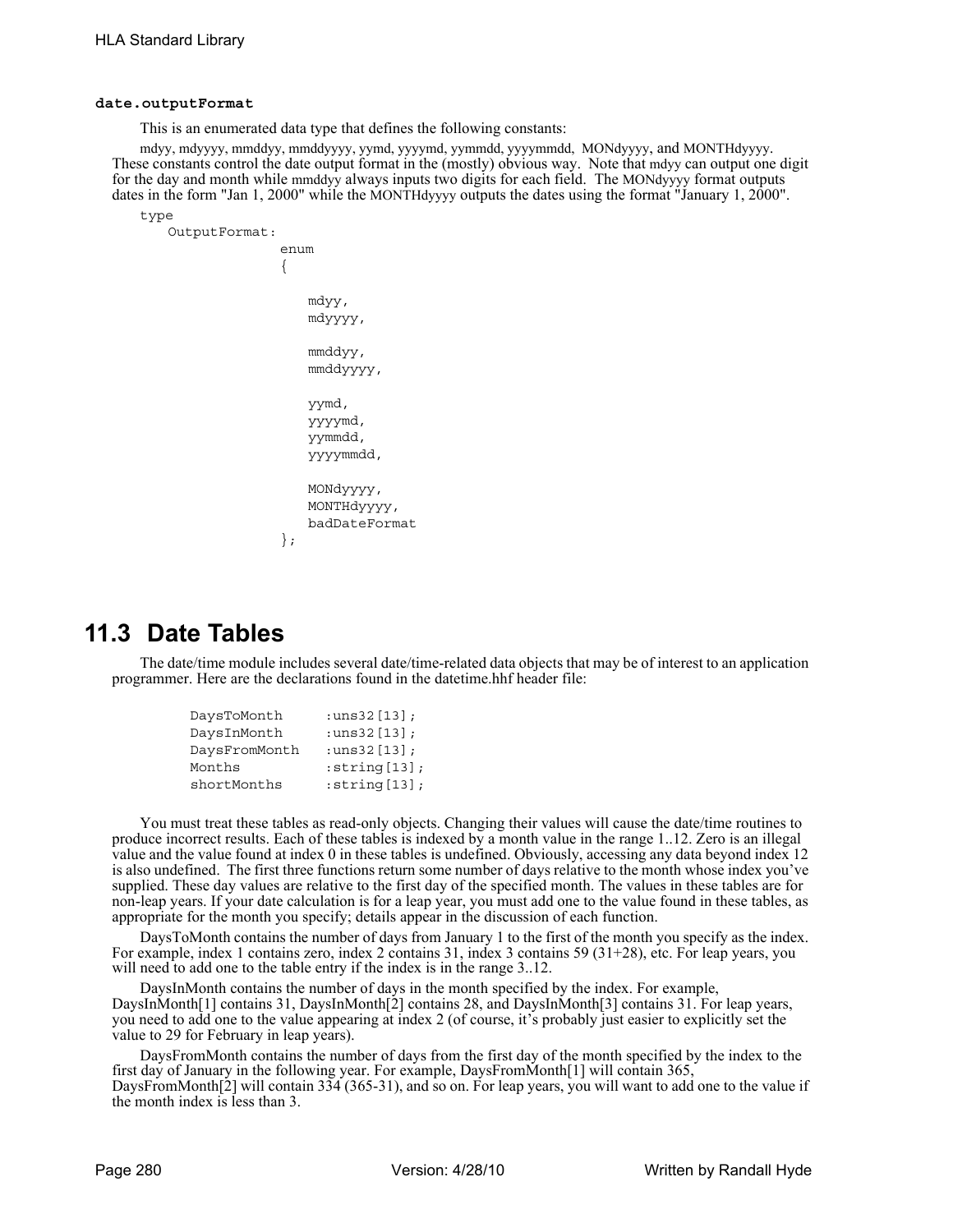**date.outputFormat**

This is an enumerated data type that defines the following constants:

mdyy, mdyyyy, mmddyy, mmddyyyy, yymd, yyyymd, yymmdd, yyyymmdd, MONdyyyy, and MONTHdyyyy. These constants control the date output format in the (mostly) obvious way. Note that mdyy can output one digit for the day and month while mmddyy always inputs two digits for each field. The MONdyyyy format outputs dates in the form "Jan 1, 2000" while the MONTHdyyyy outputs the dates using the format "January 1, 2000".

```
type
    OutputFormat:
                    enum
                    {

                        mdyy,
                        mdyyyy,

                        mmddyy,
                        mmddyyyy,

                        yymd,
                        yyyymd,
                        yymmdd,
                        yyyymmdd,

                        MONdyyyy,
                        MONTHdyyyy,
                        badDateFormat
                    };
```

## 11.3 Date Tables

The date/time module includes several date/time-related data objects that may be of interest to an application programmer. Here are the declarations found in the datetime.hhf header file:

```
DaysToMonth     :uns32[13];
DaysInMonth     :uns32[13];
DaysFromMonth   :uns32[13];
Months          :string[13];
shortMonths     :string[13];
```

You must treat these tables as read-only objects. Changing their values will cause the date/time routines to produce incorrect results. Each of these tables is indexed by a month value in the range 1..12. Zero is an illegal value and the value found at index 0 in these tables is undefined. Obviously, accessing any data beyond index 12 is also undefined. The first three functions return some number of days relative to the month whose index you've supplied. These day values are relative to the first day of the specified month. The values in these tables are for non-leap years. If your date calculation is for a leap year, you must add one to the value found in these tables, as appropriate for the month you specify; details appear in the discussion of each function.

DaysToMonth contains the number of days from January 1 to the first of the month you specify as the index. For example, index 1 contains zero, index 2 contains 31, index 3 contains 59 (31+28), etc. For leap years, you will need to add one to the table entry if the index is in the range 3..12.

DaysInMonth contains the number of days in the month specified by the index. For example, DaysInMonth[1] contains 31, DaysInMonth[2] contains 28, and DaysInMonth[3] contains 31. For leap years, you need to add one to the value appearing at index 2 (of course, it's probably just easier to explicitly set the value to 29 for February in leap years).

DaysFromMonth contains the number of days from the first day of the month specified by the index to the first day of January in the following year. For example, DaysFromMonth[1] will contain 365, DaysFromMonth[2] will contain 334 (365-31), and so on. For leap years, you will want to add one to the value if the month index is less than 3.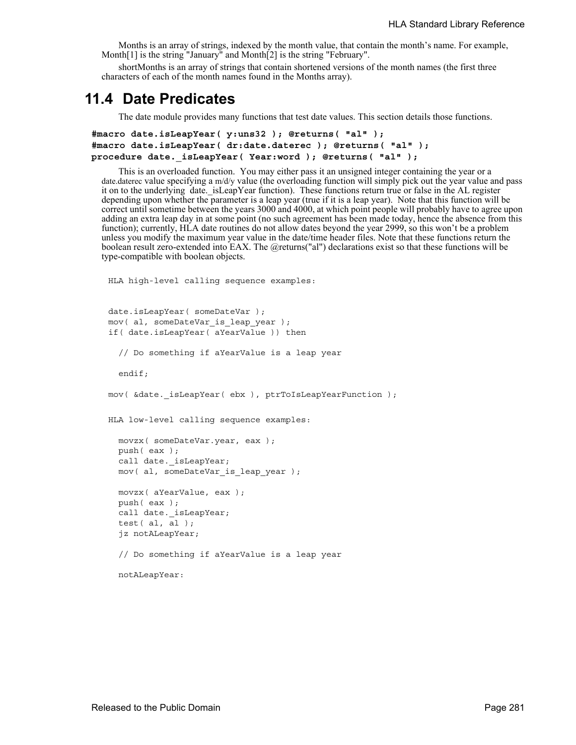Months is an array of strings, indexed by the month value, that contain the month's name. For example, Month[1] is the string "January" and Month[2] is the string "February".

shortMonths is an array of strings that contain shortened versions of the month names (the first three characters of each of the month names found in the Months array).

## 11.4 Date Predicates

The date module provides many functions that test date values. This section details those functions.

```
#macro date.isLeapYear( y:uns32 ); @returns( "al" );
#macro date.isLeapYear( dr:date.daterec ); @returns( "al" );
procedure date._isLeapYear( Year:word ); @returns( "al" );
```

This is an overloaded function. You may either pass it an unsigned integer containing the year or a date.daterec value specifying a m/d/y value (the overloading function will simply pick out the year value and pass it on to the underlying date._isLeapYear function). These functions return true or false in the AL register depending upon whether the parameter is a leap year (true if it is a leap year). Note that this function will be correct until sometime between the years 3000 and 4000, at which point people will probably have to agree upon adding an extra leap day in at some point (no such agreement has been made today, hence the absence from this function); currently, HLA date routines do not allow dates beyond the year 2999, so this won't be a problem unless you modify the maximum year value in the date/time header files. Note that these functions return the boolean result zero-extended into EAX. The @returns("al") declarations exist so that these functions will be type-compatible with boolean objects.

```
HLA high-level calling sequence examples:


date.isLeapYear( someDateVar );
mov( al, someDateVar_is_leap_year );
if( date.isLeapYear( aYearValue )) then

  // Do something if aYearValue is a leap year

  endif;

mov( &date._isLeapYear( ebx ), ptrToIsLeapYearFunction );


HLA low-level calling sequence examples:

  movzx( someDateVar.year, eax );
  push( eax );
  call date._isLeapYear;
  mov( al, someDateVar_is_leap_year );

  movzx( aYearValue, eax );
  push( eax );
  call date._isLeapYear;
  test( al, al );
  jz notALeapYear;

  // Do something if aYearValue is a leap year

  notALeapYear:
```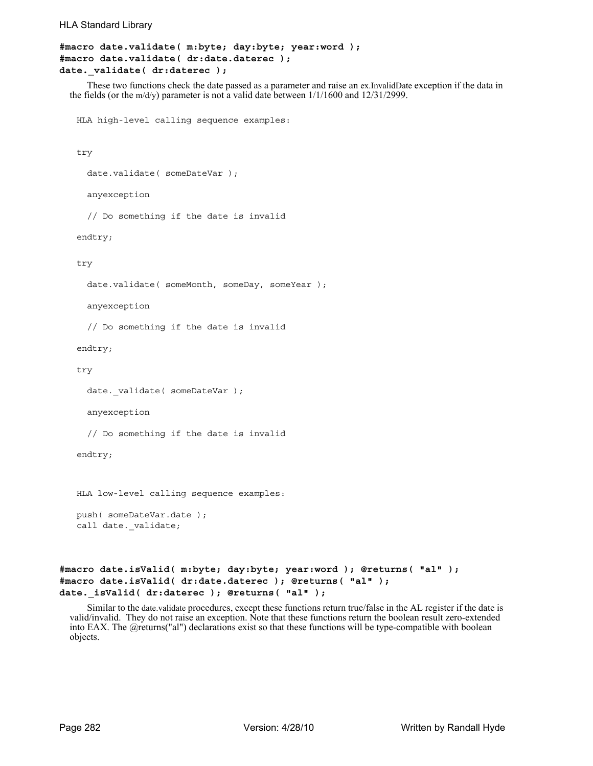**#macro date.validate( m:byte; day:byte; year:word );**
**#macro date.validate( dr:date.daterec );**
**date._validate( dr:daterec );**

These two functions check the date passed as a parameter and raise an ex.InvalidDate exception if the data in the fields (or the m/d/y) parameter is not a valid date between 1/1/1600 and 12/31/2999.

```
HLA high-level calling sequence examples:


try

  date.validate( someDateVar );

  anyexception

  // Do something if the date is invalid

endtry;

try

  date.validate( someMonth, someDay, someYear );

  anyexception

  // Do something if the date is invalid

endtry;

try

  date._validate( someDateVar );

  anyexception

  // Do something if the date is invalid

endtry;


HLA low-level calling sequence examples:

push( someDateVar.date );
call date._validate;
```

**#macro date.isValid( m:byte; day:byte; year:word ); @returns( "al" );**
**#macro date.isValid( dr:date.daterec ); @returns( "al" );**
**date._isValid( dr:daterec ); @returns( "al" );**

Similar to the date.validate procedures, except these functions return true/false in the AL register if the date is valid/invalid. They do not raise an exception. Note that these functions return the boolean result zero-extended into EAX. The @returns("al") declarations exist so that these functions will be type-compatible with boolean objects.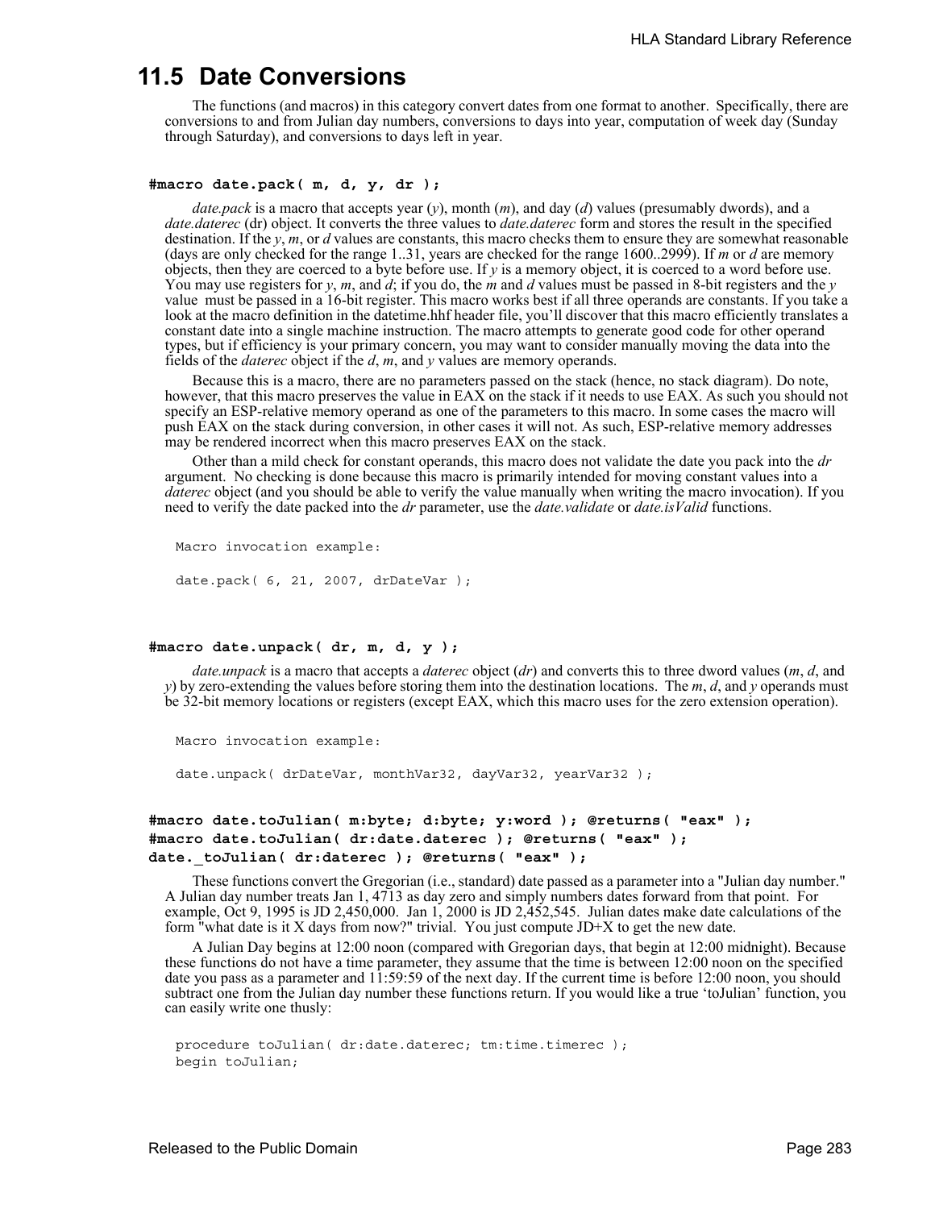## 11.5 Date Conversions

The functions (and macros) in this category convert dates from one format to another. Specifically, there are conversions to and from Julian day numbers, conversions to days into year, computation of week day (Sunday through Saturday), and conversions to days left in year.

**#macro date.pack( m, d, y, dr );**

*date.pack* is a macro that accepts year (*y*), month (*m*), and day (*d*) values (presumably dwords), and a *date.daterec* (dr) object. It converts the three values to *date.daterec* form and stores the result in the specified destination. If the *y*, *m*, or *d* values are constants, this macro checks them to ensure they are somewhat reasonable (days are only checked for the range 1..31, years are checked for the range 1600..2999). If *m* or *d* are memory objects, then they are coerced to a byte before use. If *y* is a memory object, it is coerced to a word before use. You may use registers for *y*, *m*, and *d*; if you do, the *m* and *d* values must be passed in 8-bit registers and the *y* value must be passed in a 16-bit register. This macro works best if all three operands are constants. If you take a look at the macro definition in the datetime.hhf header file, you'll discover that this macro efficiently translates a constant date into a single machine instruction. The macro attempts to generate good code for other operand types, but if efficiency is your primary concern, you may want to consider manually moving the data into the fields of the *daterec* object if the *d*, *m*, and *y* values are memory operands.

Because this is a macro, there are no parameters passed on the stack (hence, no stack diagram). Do note, however, that this macro preserves the value in EAX on the stack if it needs to use EAX. As such you should not specify an ESP-relative memory operand as one of the parameters to this macro. In some cases the macro will push EAX on the stack during conversion, in other cases it will not. As such, ESP-relative memory addresses may be rendered incorrect when this macro preserves EAX on the stack.

Other than a mild check for constant operands, this macro does not validate the date you pack into the *dr* argument. No checking is done because this macro is primarily intended for moving constant values into a *daterec* object (and you should be able to verify the value manually when writing the macro invocation). If you need to verify the date packed into the *dr* parameter, use the *date.validate* or *date.isValid* functions.

```
Macro invocation example:

date.pack( 6, 21, 2007, drDateVar );
```

**#macro date.unpack( dr, m, d, y );**

*date.unpack* is a macro that accepts a *daterec* object (*dr*) and converts this to three dword values (*m*, *d*, and *y*) by zero-extending the values before storing them into the destination locations. The *m*, *d*, and *y* operands must be 32-bit memory locations or registers (except EAX, which this macro uses for the zero extension operation).

```
Macro invocation example:

date.unpack( drDateVar, monthVar32, dayVar32, yearVar32 );
```

**#macro date.toJulian( m:byte; d:byte; y:word ); @returns( "eax" );**
**#macro date.toJulian( dr:date.daterec ); @returns( "eax" );**
**date._toJulian( dr:daterec ); @returns( "eax" );**

These functions convert the Gregorian (i.e., standard) date passed as a parameter into a "Julian day number." A Julian day number treats Jan 1, 4713 as day zero and simply numbers dates forward from that point. For example, Oct 9, 1995 is JD 2,450,000. Jan 1, 2000 is JD 2,452,545. Julian dates make date calculations of the form "what date is it X days from now?" trivial. You just compute JD+X to get the new date.

A Julian Day begins at 12:00 noon (compared with Gregorian days, that begin at 12:00 midnight). Because these functions do not have a time parameter, they assume that the time is between 12:00 noon on the specified date you pass as a parameter and 11:59:59 of the next day. If the current time is before 12:00 noon, you should subtract one from the Julian day number these functions return. If you would like a true 'toJulian' function, you can easily write one thusly:

```
procedure toJulian( dr:date.daterec; tm:time.timerec );
begin toJulian;
```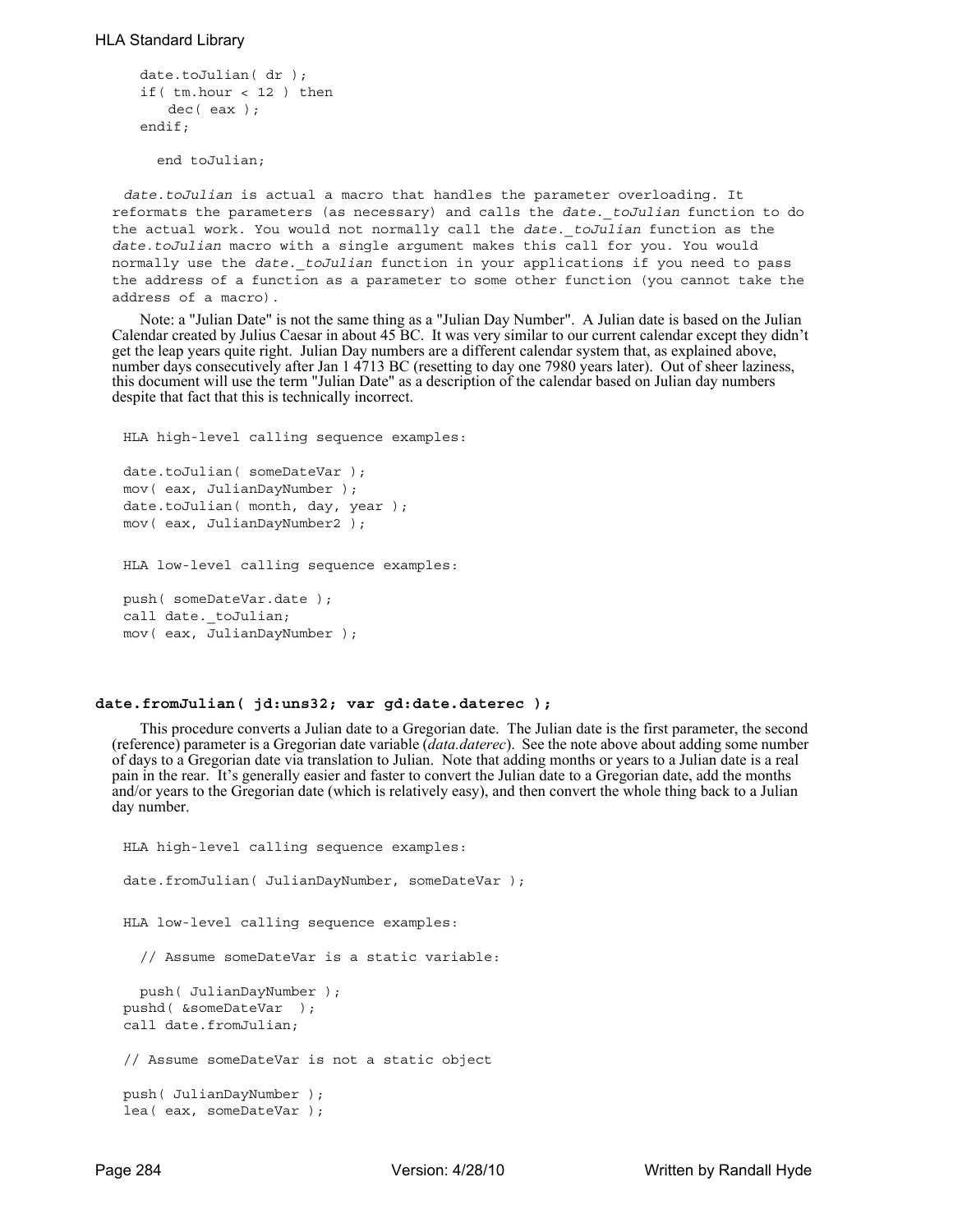```
    date.toJulian( dr );
    if( tm.hour < 12 ) then
        dec( eax );
    endif;

  end toJulian;
```

*date.toJulian* is actual a macro that handles the parameter overloading. It reformats the parameters (as necessary) and calls the *date._toJulian* function to do the actual work. You would not normally call the *date._toJulian* function as the *date.toJulian* macro with a single argument makes this call for you. You would normally use the *date._toJulian* function in your applications if you need to pass the address of a function as a parameter to some other function (you cannot take the address of a macro).

Note: a "Julian Date" is not the same thing as a "Julian Day Number". A Julian date is based on the Julian Calendar created by Julius Caesar in about 45 BC. It was very similar to our current calendar except they didn't get the leap years quite right. Julian Day numbers are a different calendar system that, as explained above, number days consecutively after Jan 1 4713 BC (resetting to day one 7980 years later). Out of sheer laziness, this document will use the term "Julian Date" as a description of the calendar based on Julian day numbers despite that fact that this is technically incorrect.

```
HLA high-level calling sequence examples:

date.toJulian( someDateVar );
mov( eax, JulianDayNumber );
date.toJulian( month, day, year );
mov( eax, JulianDayNumber2 );


HLA low-level calling sequence examples:

push( someDateVar.date );
call date._toJulian;
mov( eax, JulianDayNumber );
```

**date.fromJulian( jd:uns32; var gd:date.daterec );**

This procedure converts a Julian date to a Gregorian date. The Julian date is the first parameter, the second (reference) parameter is a Gregorian date variable (*data.daterec*). See the note above about adding some number of days to a Gregorian date via translation to Julian. Note that adding months or years to a Julian date is a real pain in the rear. It's generally easier and faster to convert the Julian date to a Gregorian date, add the months and/or years to the Gregorian date (which is relatively easy), and then convert the whole thing back to a Julian day number.

```
HLA high-level calling sequence examples:

date.fromJulian( JulianDayNumber, someDateVar );


HLA low-level calling sequence examples:

  // Assume someDateVar is a static variable:

  push( JulianDayNumber );
pushd( &someDateVar  );
call date.fromJulian;

// Assume someDateVar is not a static object

push( JulianDayNumber );
lea( eax, someDateVar );
```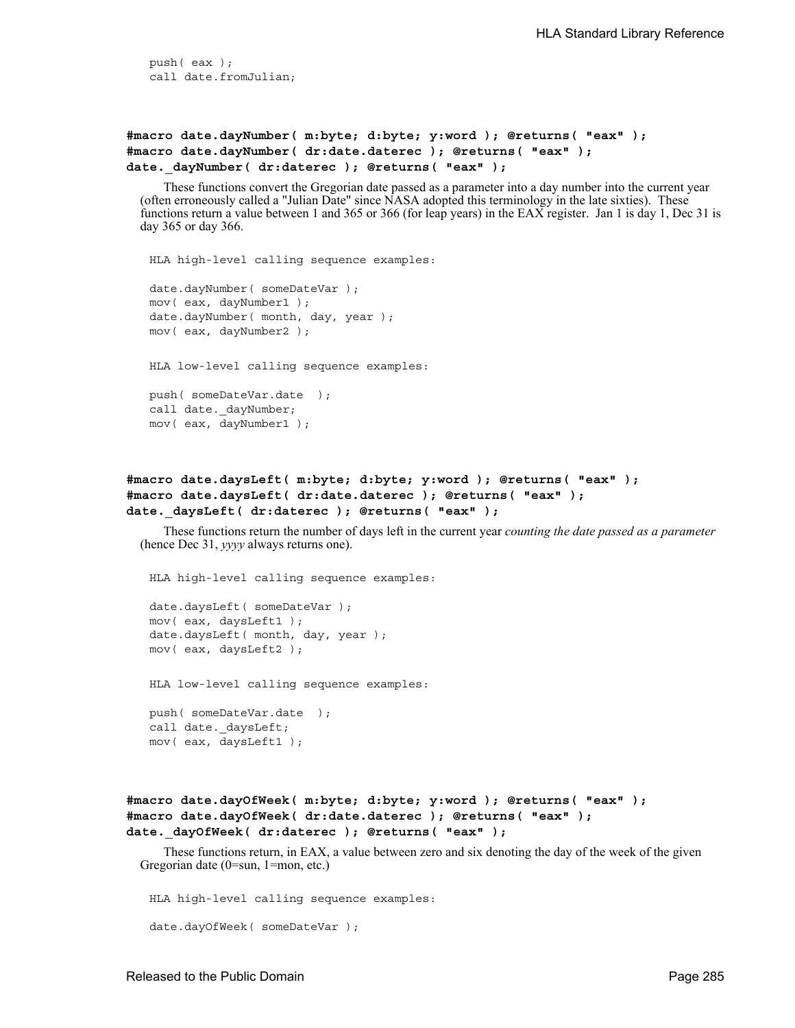```
push( eax );
call date.fromJulian;
```

**#macro date.dayNumber( m:byte; d:byte; y:word ); @returns( "eax" );**
**#macro date.dayNumber( dr:date.daterec ); @returns( "eax" );**
**date._dayNumber( dr:daterec ); @returns( "eax" );**

These functions convert the Gregorian date passed as a parameter into a day number into the current year (often erroneously called a "Julian Date" since NASA adopted this terminology in the late sixties). These functions return a value between 1 and 365 or 366 (for leap years) in the EAX register. Jan 1 is day 1, Dec 31 is day 365 or day 366.

```
HLA high-level calling sequence examples:

date.dayNumber( someDateVar );
mov( eax, dayNumber1 );
date.dayNumber( month, day, year );
mov( eax, dayNumber2 );


HLA low-level calling sequence examples:

push( someDateVar.date  );
call date._dayNumber;
mov( eax, dayNumber1 );
```

**#macro date.daysLeft( m:byte; d:byte; y:word ); @returns( "eax" );**
**#macro date.daysLeft( dr:date.daterec ); @returns( "eax" );**
**date._daysLeft( dr:daterec ); @returns( "eax" );**

These functions return the number of days left in the current year *counting the date passed as a parameter* (hence Dec 31, *yyyy* always returns one).

```
HLA high-level calling sequence examples:

date.daysLeft( someDateVar );
mov( eax, daysLeft1 );
date.daysLeft( month, day, year );
mov( eax, daysLeft2 );


HLA low-level calling sequence examples:

push( someDateVar.date  );
call date._daysLeft;
mov( eax, daysLeft1 );
```

**#macro date.dayOfWeek( m:byte; d:byte; y:word ); @returns( "eax" );**
**#macro date.dayOfWeek( dr:date.daterec ); @returns( "eax" );**
**date._dayOfWeek( dr:daterec ); @returns( "eax" );**

These functions return, in EAX, a value between zero and six denoting the day of the week of the given Gregorian date (0=sun, 1=mon, etc.)

```
HLA high-level calling sequence examples:

date.dayOfWeek( someDateVar );
```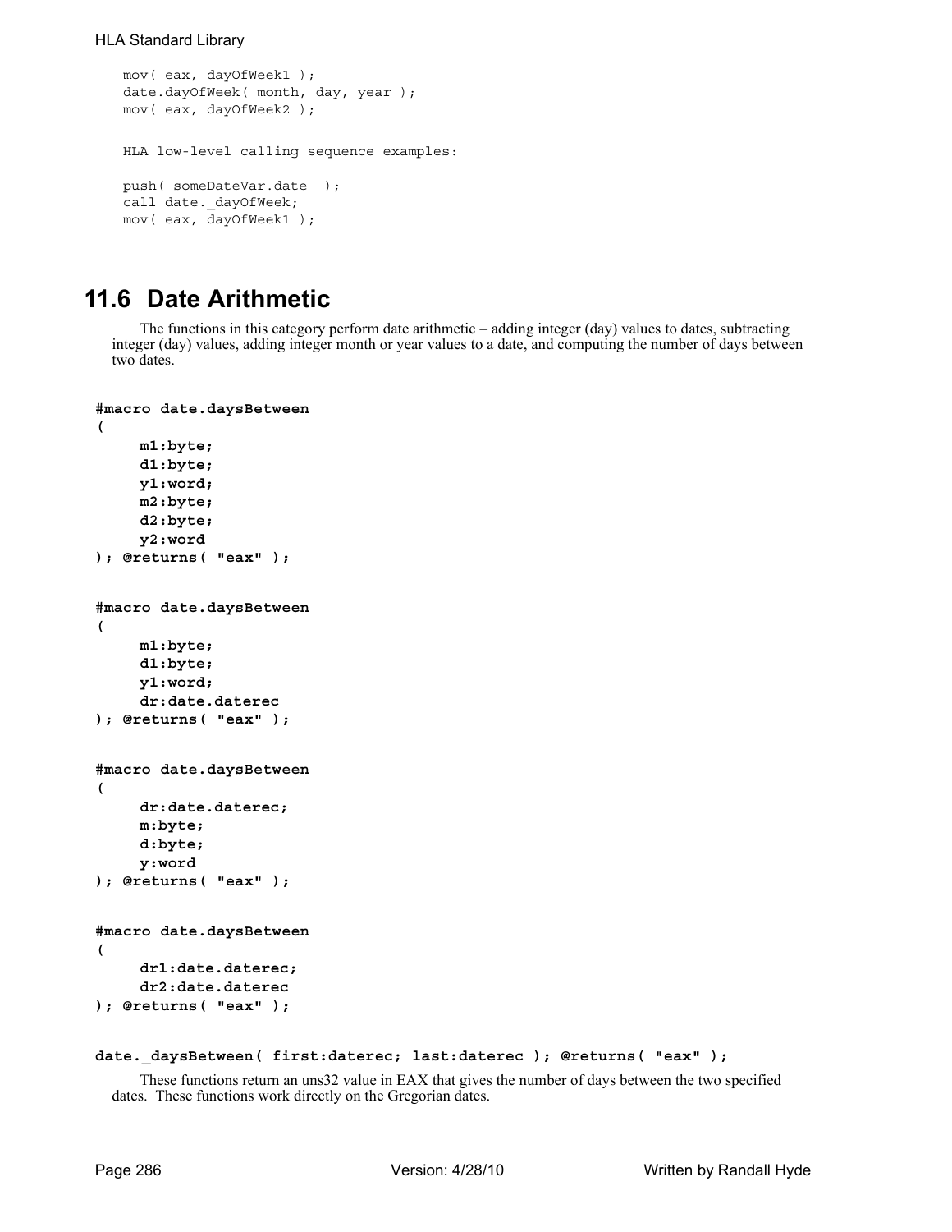```
mov( eax, dayOfWeek1 );
date.dayOfWeek( month, day, year );
mov( eax, dayOfWeek2 );


HLA low-level calling sequence examples:

push( someDateVar.date  );
call date._dayOfWeek;
mov( eax, dayOfWeek1 );
```

## 11.6 Date Arithmetic

The functions in this category perform date arithmetic – adding integer (day) values to dates, subtracting integer (day) values, adding integer month or year values to a date, and computing the number of days between two dates.

```
#macro date.daysBetween
(
     m1:byte;
     d1:byte;
     y1:word;
     m2:byte;
     d2:byte;
     y2:word
); @returns( "eax" );
```

```
#macro date.daysBetween
(
     m1:byte;
     d1:byte;
     y1:word;
     dr:date.daterec
); @returns( "eax" );
```

```
#macro date.daysBetween
(
     dr:date.daterec;
     m:byte;
     d:byte;
     y:word
); @returns( "eax" );
```

```
#macro date.daysBetween
(
     dr1:date.daterec;
     dr2:date.daterec
); @returns( "eax" );
```

**date._daysBetween( first:daterec; last:daterec ); @returns( "eax" );**

These functions return an uns32 value in EAX that gives the number of days between the two specified dates. These functions work directly on the Gregorian dates.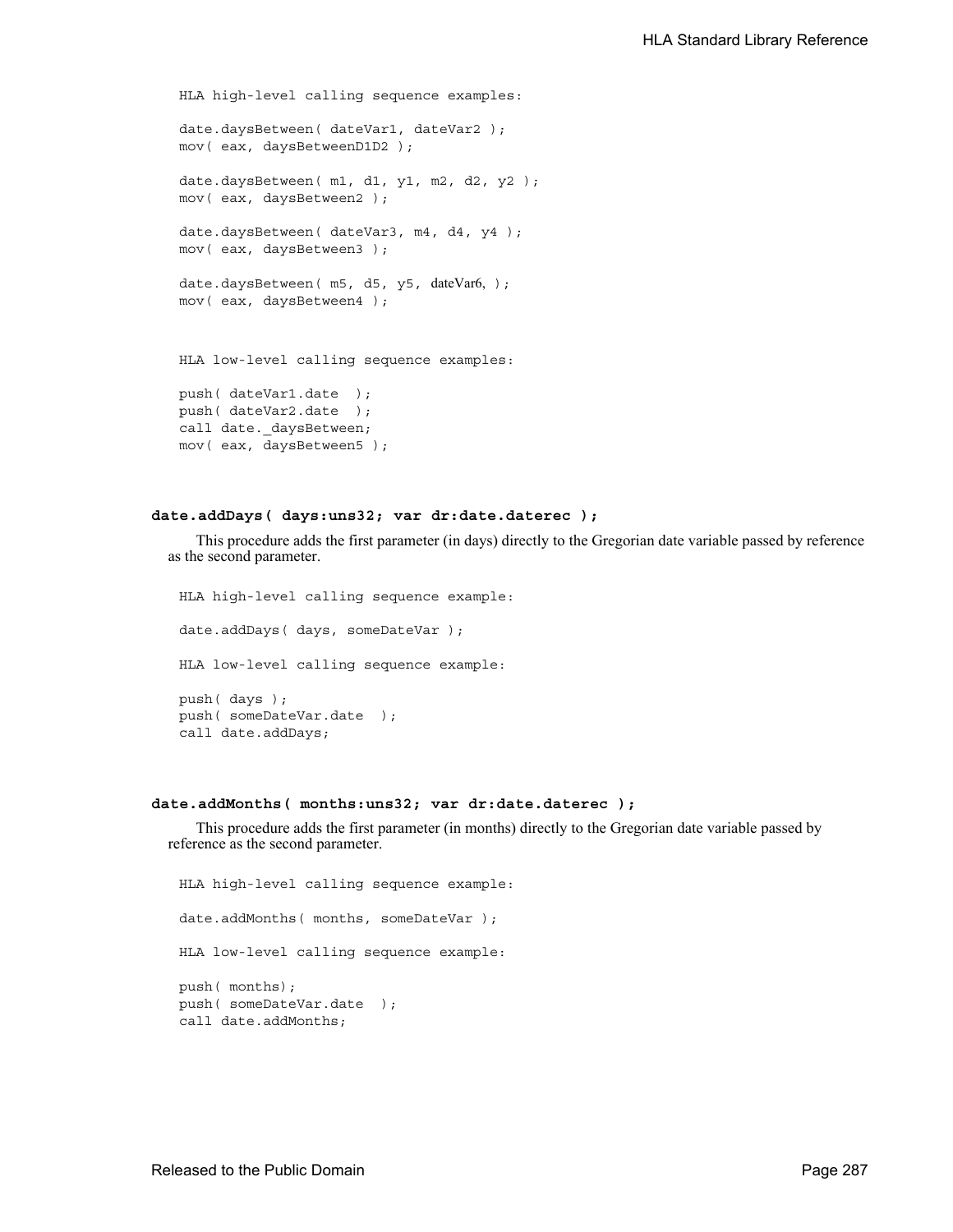```
HLA high-level calling sequence examples:

date.daysBetween( dateVar1, dateVar2 );
mov( eax, daysBetweenD1D2 );

date.daysBetween( m1, d1, y1, m2, d2, y2 );
mov( eax, daysBetween2 );

date.daysBetween( dateVar3, m4, d4, y4 );
mov( eax, daysBetween3 );

date.daysBetween( m5, d5, y5, dateVar6, );
mov( eax, daysBetween4 );


HLA low-level calling sequence examples:

push( dateVar1.date  );
push( dateVar2.date  );
call date._daysBetween;
mov( eax, daysBetween5 );
```

### date.addDays( days:uns32; var dr:date.daterec );

This procedure adds the first parameter (in days) directly to the Gregorian date variable passed by reference as the second parameter.

```
HLA high-level calling sequence example:

date.addDays( days, someDateVar );

HLA low-level calling sequence example:

push( days );
push( someDateVar.date  );
call date.addDays;
```

### date.addMonths( months:uns32; var dr:date.daterec );

This procedure adds the first parameter (in months) directly to the Gregorian date variable passed by reference as the second parameter.

```
HLA high-level calling sequence example:

date.addMonths( months, someDateVar );

HLA low-level calling sequence example:

push( months);
push( someDateVar.date  );
call date.addMonths;
```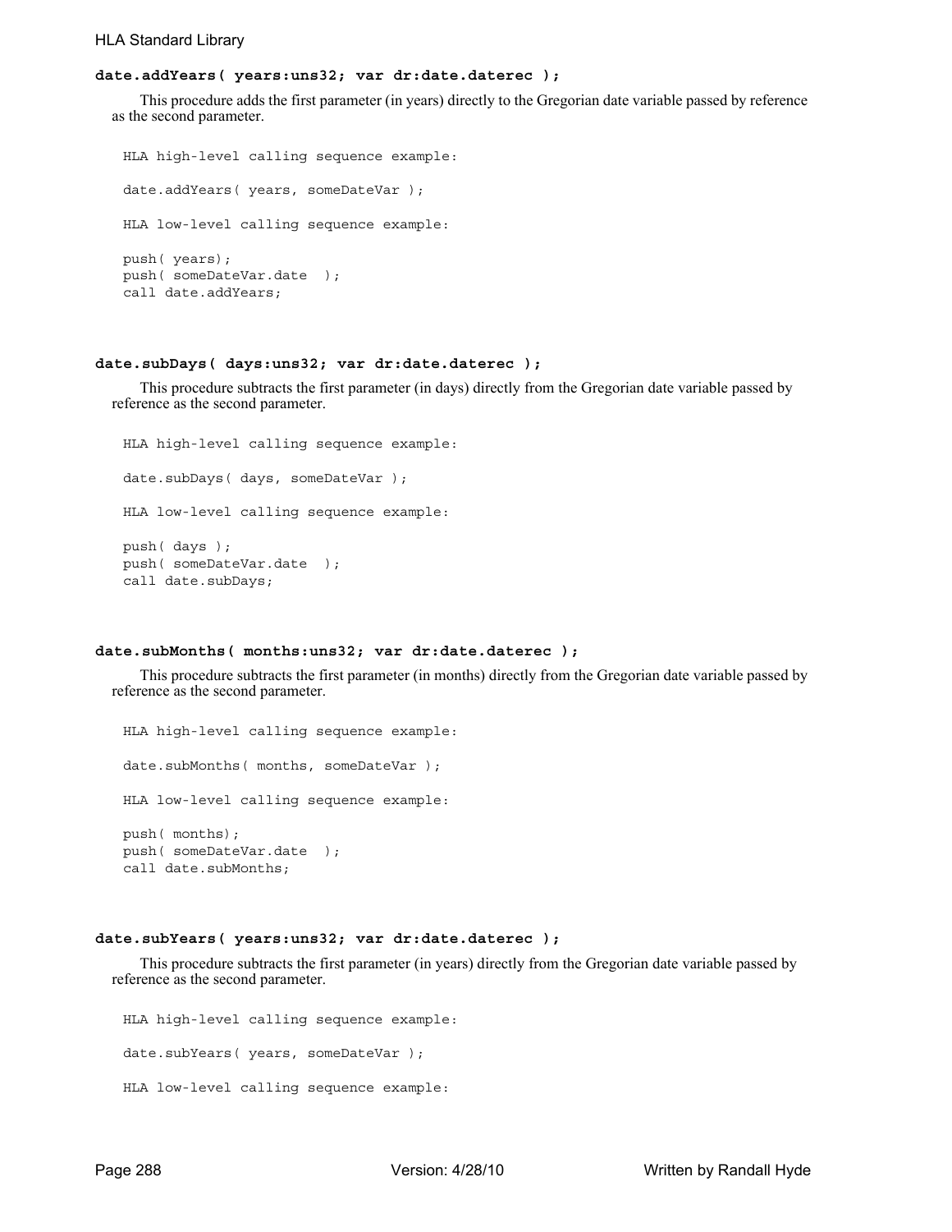### date.addYears( years:uns32; var dr:date.daterec );

This procedure adds the first parameter (in years) directly to the Gregorian date variable passed by reference as the second parameter.

```
HLA high-level calling sequence example:

date.addYears( years, someDateVar );

HLA low-level calling sequence example:

push( years);
push( someDateVar.date  );
call date.addYears;
```

### date.subDays( days:uns32; var dr:date.daterec );

This procedure subtracts the first parameter (in days) directly from the Gregorian date variable passed by reference as the second parameter.

```
HLA high-level calling sequence example:

date.subDays( days, someDateVar );

HLA low-level calling sequence example:

push( days );
push( someDateVar.date  );
call date.subDays;
```

### date.subMonths( months:uns32; var dr:date.daterec );

This procedure subtracts the first parameter (in months) directly from the Gregorian date variable passed by reference as the second parameter.

```
HLA high-level calling sequence example:

date.subMonths( months, someDateVar );

HLA low-level calling sequence example:

push( months);
push( someDateVar.date  );
call date.subMonths;
```

### date.subYears( years:uns32; var dr:date.daterec );

This procedure subtracts the first parameter (in years) directly from the Gregorian date variable passed by reference as the second parameter.

```
HLA high-level calling sequence example:

date.subYears( years, someDateVar );

HLA low-level calling sequence example:
```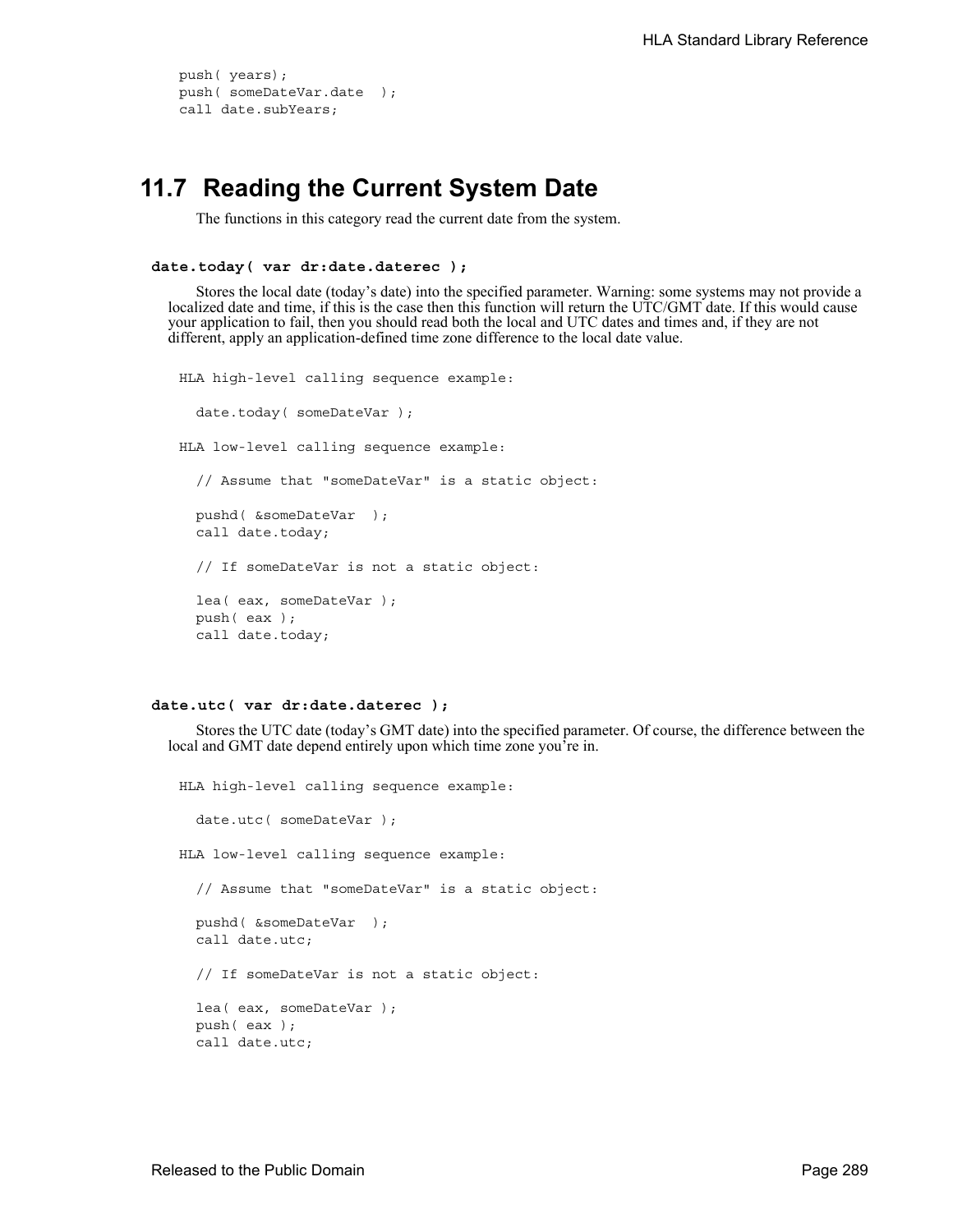```
push( years);
push( someDateVar.date  );
call date.subYears;
```

## 11.7 Reading the Current System Date

The functions in this category read the current date from the system.

**date.today( var dr:date.daterec );**

Stores the local date (today's date) into the specified parameter. Warning: some systems may not provide a localized date and time, if this is the case then this function will return the UTC/GMT date. If this would cause your application to fail, then you should read both the local and UTC dates and times and, if they are not different, apply an application-defined time zone difference to the local date value.

```
HLA high-level calling sequence example:

  date.today( someDateVar );

HLA low-level calling sequence example:

  // Assume that "someDateVar" is a static object:

  pushd( &someDateVar  );
  call date.today;

  // If someDateVar is not a static object:

  lea( eax, someDateVar );
  push( eax );
  call date.today;
```

**date.utc( var dr:date.daterec );**

Stores the UTC date (today's GMT date) into the specified parameter. Of course, the difference between the local and GMT date depend entirely upon which time zone you're in.

```
HLA high-level calling sequence example:

  date.utc( someDateVar );

HLA low-level calling sequence example:

  // Assume that "someDateVar" is a static object:

  pushd( &someDateVar  );
  call date.utc;

  // If someDateVar is not a static object:

  lea( eax, someDateVar );
  push( eax );
  call date.utc;
```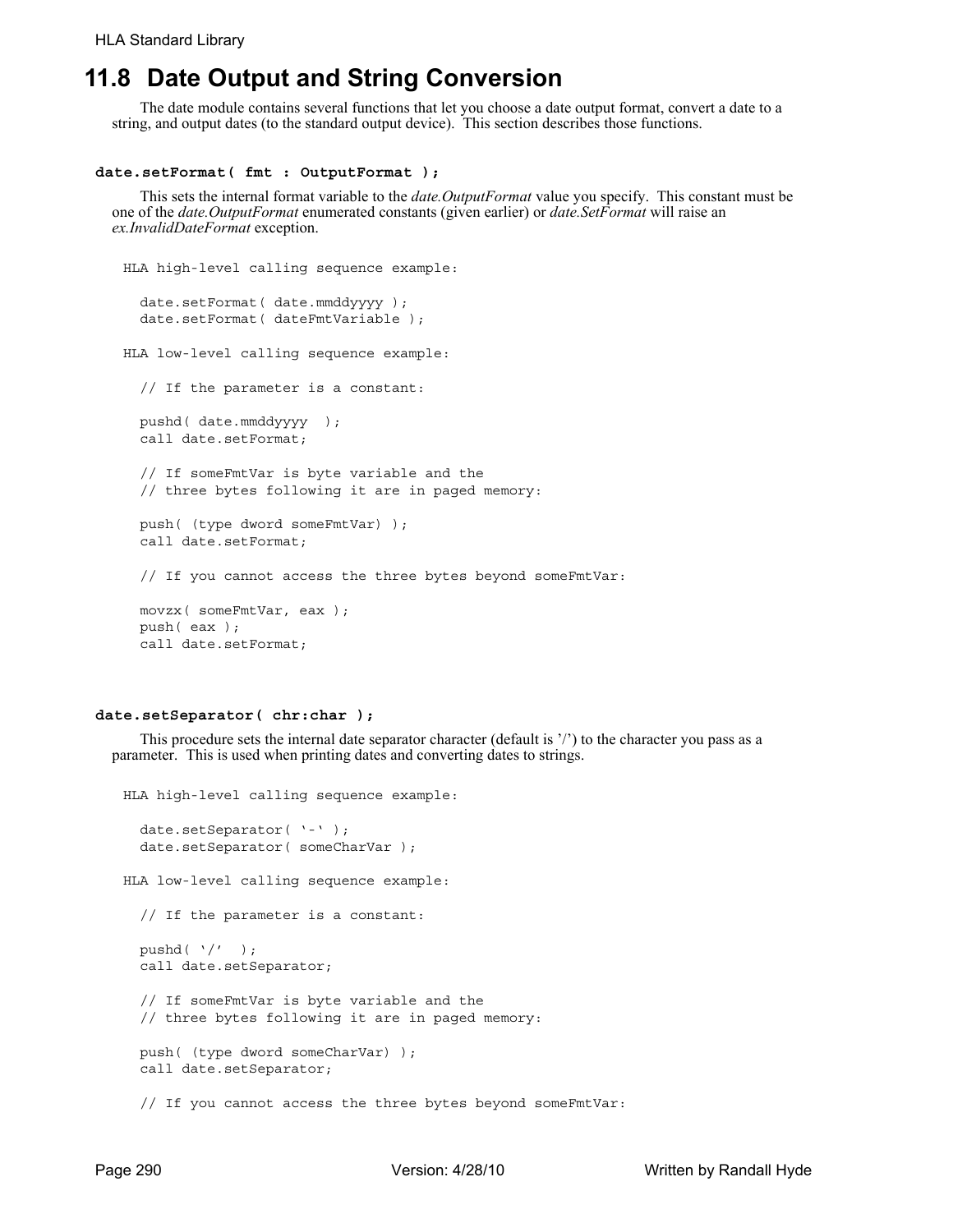## 11.8 Date Output and String Conversion

The date module contains several functions that let you choose a date output format, convert a date to a string, and output dates (to the standard output device). This section describes those functions.

**date.setFormat( fmt : OutputFormat );**

This sets the internal format variable to the *date.OutputFormat* value you specify. This constant must be one of the *date.OutputFormat* enumerated constants (given earlier) or *date.SetFormat* will raise an *ex.InvalidDateFormat* exception.

```
HLA high-level calling sequence example:

  date.setFormat( date.mmddyyyy );
  date.setFormat( dateFmtVariable );

HLA low-level calling sequence example:

  // If the parameter is a constant:

  pushd( date.mmddyyyy  );
  call date.setFormat;

  // If someFmtVar is byte variable and the
  // three bytes following it are in paged memory:

  push( (type dword someFmtVar) );
  call date.setFormat;

  // If you cannot access the three bytes beyond someFmtVar:

  movzx( someFmtVar, eax );
  push( eax );
  call date.setFormat;
```

**date.setSeparator( chr:char );**

This procedure sets the internal date separator character (default is '/') to the character you pass as a parameter. This is used when printing dates and converting dates to strings.

```
HLA high-level calling sequence example:

  date.setSeparator( '-' );
  date.setSeparator( someCharVar );

HLA low-level calling sequence example:

  // If the parameter is a constant:

  pushd( '/'  );
  call date.setSeparator;

  // If someFmtVar is byte variable and the
  // three bytes following it are in paged memory:

  push( (type dword someCharVar) );
  call date.setSeparator;

  // If you cannot access the three bytes beyond someFmtVar:
```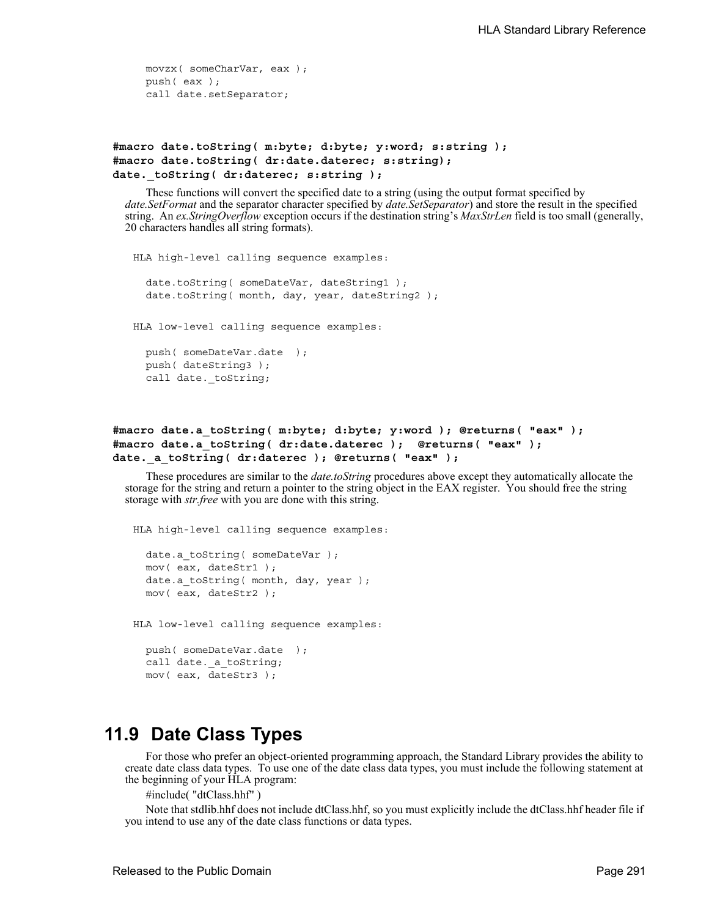```
movzx( someCharVar, eax );
push( eax );
call date.setSeparator;
```

**#macro date.toString( m:byte; d:byte; y:word; s:string );**
**#macro date.toString( dr:date.daterec; s:string);**
**date._toString( dr:daterec; s:string );**

These functions will convert the specified date to a string (using the output format specified by *date.SetFormat* and the separator character specified by *date.SetSeparator*) and store the result in the specified string. An *ex.StringOverflow* exception occurs if the destination string's *MaxStrLen* field is too small (generally, 20 characters handles all string formats).

```
HLA high-level calling sequence examples:

  date.toString( someDateVar, dateString1 );
  date.toString( month, day, year, dateString2 );


HLA low-level calling sequence examples:

  push( someDateVar.date  );
  push( dateString3 );
  call date._toString;
```

**#macro date.a_toString( m:byte; d:byte; y:word ); @returns( "eax" );**
**#macro date.a_toString( dr:date.daterec ); @returns( "eax" );**
**date._a_toString( dr:daterec ); @returns( "eax" );**

These procedures are similar to the *date.toString* procedures above except they automatically allocate the storage for the string and return a pointer to the string object in the EAX register. You should free the string storage with *str.free* with you are done with this string.

```
HLA high-level calling sequence examples:

  date.a_toString( someDateVar );
  mov( eax, dateStr1 );
  date.a_toString( month, day, year );
  mov( eax, dateStr2 );


HLA low-level calling sequence examples:

  push( someDateVar.date  );
  call date._a_toString;
  mov( eax, dateStr3 );
```

## 11.9 Date Class Types

For those who prefer an object-oriented programming approach, the Standard Library provides the ability to create date class data types. To use one of the date class data types, you must include the following statement at the beginning of your HLA program:

#include( "dtClass.hhf" )

Note that stdlib.hhf does not include dtClass.hhf, so you must explicitly include the dtClass.hhf header file if you intend to use any of the date class functions or data types.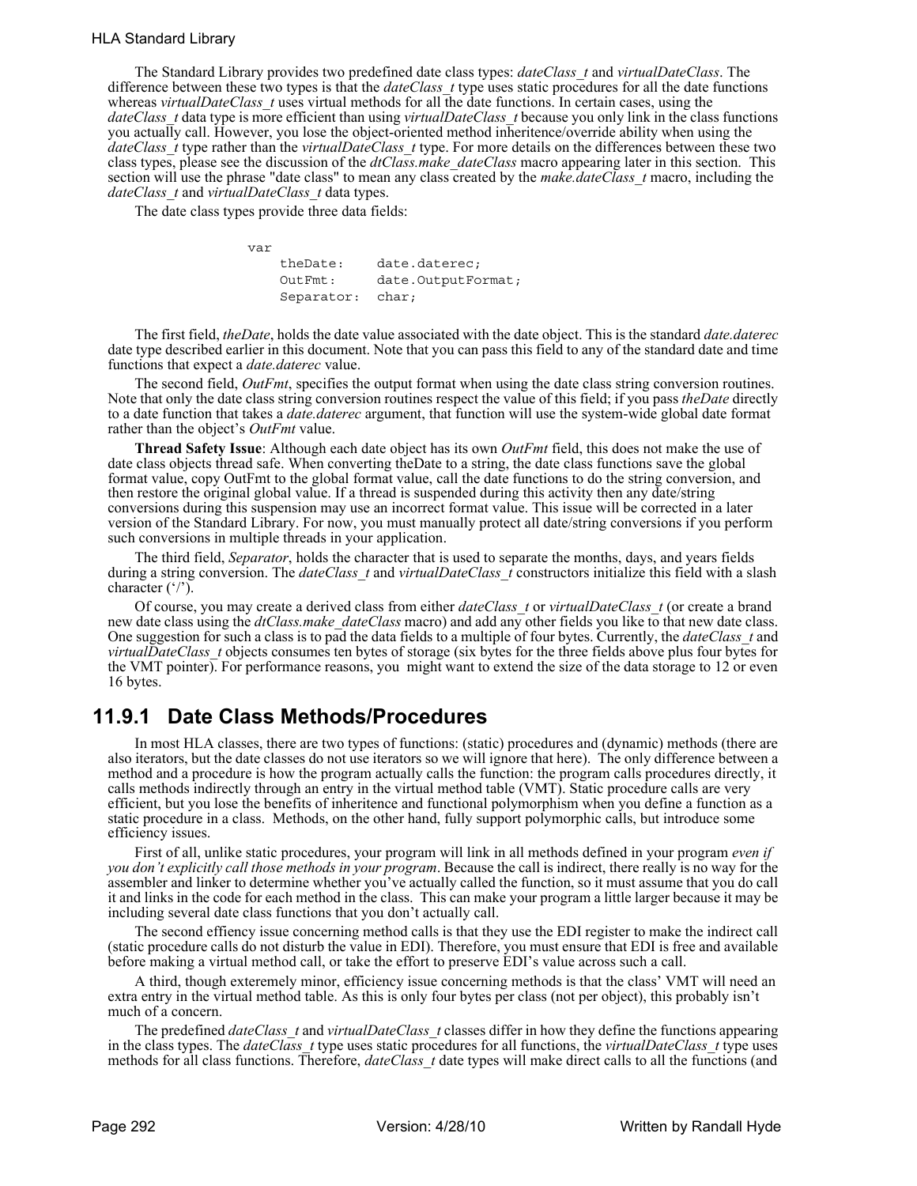The Standard Library provides two predefined date class types: *dateClass_t* and *virtualDateClass*. The difference between these two types is that the *dateClass_t* type uses static procedures for all the date functions whereas *virtualDateClass_t* uses virtual methods for all the date functions. In certain cases, using the *dateClass_t* data type is more efficient than using *virtualDateClass_t* because you only link in the class functions you actually call. However, you lose the object-oriented method inheritence/override ability when using the *dateClass_t* type rather than the *virtualDateClass_t* type. For more details on the differences between these two class types, please see the discussion of the *dtClass.make_dateClass* macro appearing later in this section. This section will use the phrase "date class" to mean any class created by the *make.dateClass_t* macro, including the *dateClass_t* and *virtualDateClass_t* data types.

The date class types provide three data fields:

```
var
    theDate:    date.daterec;
    OutFmt:     date.OutputFormat;
    Separator:  char;
```

The first field, *theDate*, holds the date value associated with the date object. This is the standard *date.daterec* date type described earlier in this document. Note that you can pass this field to any of the standard date and time functions that expect a *date.daterec* value.

The second field, *OutFmt*, specifies the output format when using the date class string conversion routines. Note that only the date class string conversion routines respect the value of this field; if you pass *theDate* directly to a date function that takes a *date.daterec* argument, that function will use the system-wide global date format rather than the object's *OutFmt* value.

**Thread Safety Issue**: Although each date object has its own *OutFmt* field, this does not make the use of date class objects thread safe. When converting theDate to a string, the date class functions save the global format value, copy OutFmt to the global format value, call the date functions to do the string conversion, and then restore the original global value. If a thread is suspended during this activity then any date/string conversions during this suspension may use an incorrect format value. This issue will be corrected in a later version of the Standard Library. For now, you must manually protect all date/string conversions if you perform such conversions in multiple threads in your application.

The third field, *Separator*, holds the character that is used to separate the months, days, and years fields during a string conversion. The *dateClass_t* and *virtualDateClass_t* constructors initialize this field with a slash character ('/').

Of course, you may create a derived class from either *dateClass_t* or *virtualDateClass_t* (or create a brand new date class using the *dtClass.make_dateClass* macro) and add any other fields you like to that new date class. One suggestion for such a class is to pad the data fields to a multiple of four bytes. Currently, the *dateClass_t* and *virtualDateClass_t* objects consumes ten bytes of storage (six bytes for the three fields above plus four bytes for the VMT pointer). For performance reasons, you might want to extend the size of the data storage to 12 or even 16 bytes.

## 11.9.1 Date Class Methods/Procedures

In most HLA classes, there are two types of functions: (static) procedures and (dynamic) methods (there are also iterators, but the date classes do not use iterators so we will ignore that here). The only difference between a method and a procedure is how the program actually calls the function: the program calls procedures directly, it calls methods indirectly through an entry in the virtual method table (VMT). Static procedure calls are very efficient, but you lose the benefits of inheritence and functional polymorphism when you define a function as a static procedure in a class. Methods, on the other hand, fully support polymorphic calls, but introduce some efficiency issues.

First of all, unlike static procedures, your program will link in all methods defined in your program *even if you don't explicitly call those methods in your program*. Because the call is indirect, there really is no way for the assembler and linker to determine whether you've actually called the function, so it must assume that you do call it and links in the code for each method in the class. This can make your program a little larger because it may be including several date class functions that you don't actually call.

The second effiency issue concerning method calls is that they use the EDI register to make the indirect call (static procedure calls do not disturb the value in EDI). Therefore, you must ensure that EDI is free and available before making a virtual method call, or take the effort to preserve EDI's value across such a call.

A third, though exteremely minor, efficiency issue concerning methods is that the class' VMT will need an extra entry in the virtual method table. As this is only four bytes per class (not per object), this probably isn't much of a concern.

The predefined *dateClass_t* and *virtualDateClass_t* classes differ in how they define the functions appearing in the class types. The *dateClass_t* type uses static procedures for all functions, the *virtualDateClass_t* type uses methods for all class functions. Therefore, *dateClass_t* date types will make direct calls to all the functions (and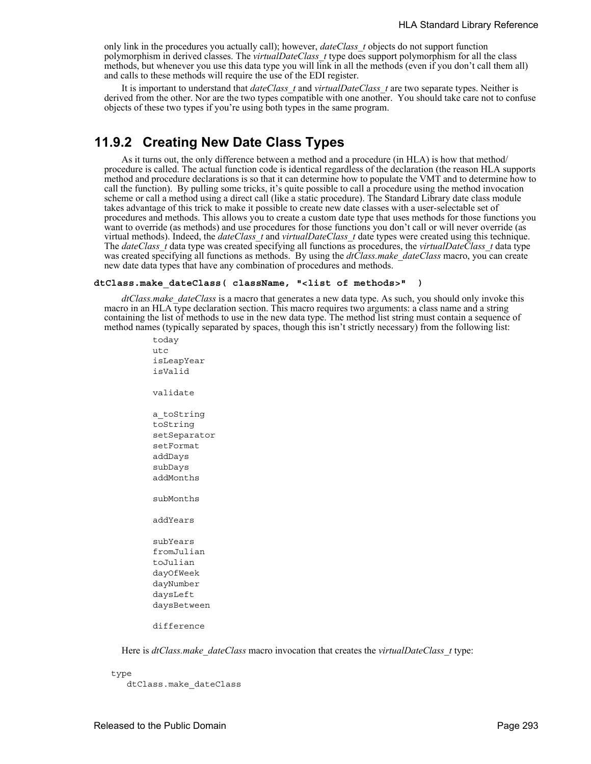only link in the procedures you actually call); however, *dateClass_t* objects do not support function polymorphism in derived classes. The *virtualDateClass_t* type does support polymorphism for all the class methods, but whenever you use this data type you will link in all the methods (even if you don't call them all) and calls to these methods will require the use of the EDI register.

It is important to understand that *dateClass_t* and *virtualDateClass_t* are two separate types. Neither is derived from the other. Nor are the two types compatible with one another. You should take care not to confuse objects of these two types if you're using both types in the same program.

## 11.9.2 Creating New Date Class Types

As it turns out, the only difference between a method and a procedure (in HLA) is how that method/procedure is called. The actual function code is identical regardless of the declaration (the reason HLA supports method and procedure declarations is so that it can determine how to populate the VMT and to determine how to call the function). By pulling some tricks, it's quite possible to call a procedure using the method invocation scheme or call a method using a direct call (like a static procedure). The Standard Library date class module takes advantage of this trick to make it possible to create new date classes with a user-selectable set of procedures and methods. This allows you to create a custom date type that uses methods for those functions you want to override (as methods) and use procedures for those functions you don't call or will never override (as virtual methods). Indeed, the *dateClass_t* and *virtualDateClass_t* date types were created using this technique. The *dateClass_t* data type was created specifying all functions as procedures, the *virtualDateClass_t* data type was created specifying all functions as methods. By using the *dtClass.make_dateClass* macro, you can create new date data types that have any combination of procedures and methods.

**`dtClass.make_dateClass( className, "<list of methods>" )`**

*dtClass.make_dateClass* is a macro that generates a new data type. As such, you should only invoke this macro in an HLA type declaration section. This macro requires two arguments: a class name and a string containing the list of methods to use in the new data type. The method list string must contain a sequence of method names (typically separated by spaces, though this isn't strictly necessary) from the following list:

```
today
utc
isLeapYear
isValid

validate

a_toString
toString
setSeparator
setFormat
addDays
subDays
addMonths

subMonths

addYears

subYears
fromJulian
toJulian
dayOfWeek
dayNumber
daysLeft
daysBetween

difference
```

Here is *dtClass.make_dateClass* macro invocation that creates the *virtualDateClass_t* type:

```
type
   dtClass.make_dateClass
```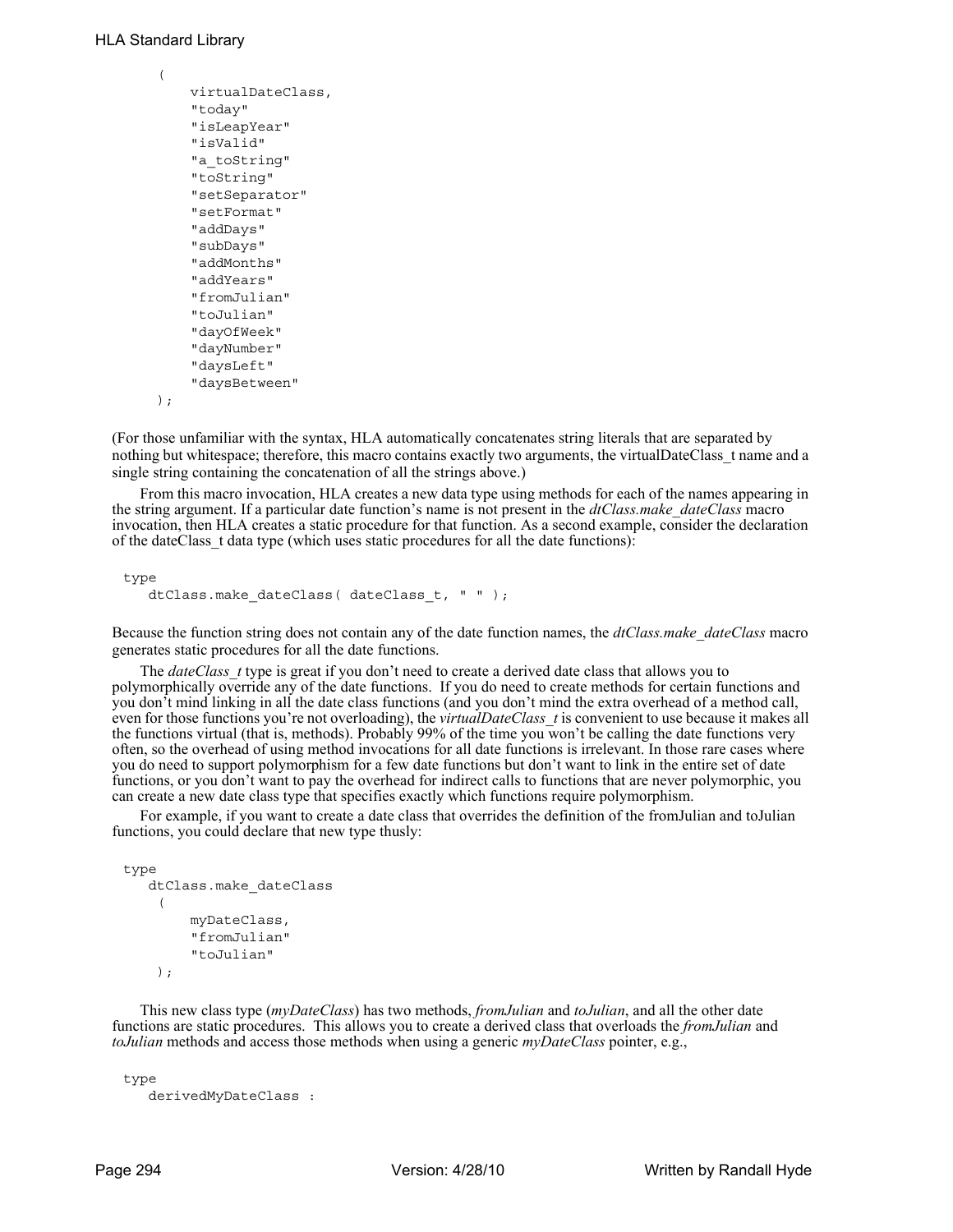```
    (
        virtualDateClass,
        "today"
        "isLeapYear"
        "isValid"
        "a_toString"
        "toString"
        "setSeparator"
        "setFormat"
        "addDays"
        "subDays"
        "addMonths"
        "addYears"
        "fromJulian"
        "toJulian"
        "dayOfWeek"
        "dayNumber"
        "daysLeft"
        "daysBetween"
    );
```

(For those unfamiliar with the syntax, HLA automatically concatenates string literals that are separated by nothing but whitespace; therefore, this macro contains exactly two arguments, the virtualDateClass_t name and a single string containing the concatenation of all the strings above.)

From this macro invocation, HLA creates a new data type using methods for each of the names appearing in the string argument. If a particular date function's name is not present in the *dtClass.make_dateClass* macro invocation, then HLA creates a static procedure for that function. As a second example, consider the declaration of the dateClass_t data type (which uses static procedures for all the date functions):

```
type
    dtClass.make_dateClass( dateClass_t, " " );
```

Because the function string does not contain any of the date function names, the *dtClass.make_dateClass* macro generates static procedures for all the date functions.

The *dateClass_t* type is great if you don't need to create a derived date class that allows you to polymorphically override any of the date functions. If you do need to create methods for certain functions and you don't mind linking in all the date class functions (and you don't mind the extra overhead of a method call, even for those functions you're not overloading), the *virtualDateClass_t* is convenient to use because it makes all the functions virtual (that is, methods). Probably 99% of the time you won't be calling the date functions very often, so the overhead of using method invocations for all date functions is irrelevant. In those rare cases where you do need to support polymorphism for a few date functions but don't want to link in the entire set of date functions, or you don't want to pay the overhead for indirect calls to functions that are never polymorphic, you can create a new date class type that specifies exactly which functions require polymorphism.

For example, if you want to create a date class that overrides the definition of the fromJulian and toJulian functions, you could declare that new type thusly:

```
type
    dtClass.make_dateClass
     (
        myDateClass,
        "fromJulian"
        "toJulian"
     );
```

This new class type (*myDateClass*) has two methods, *fromJulian* and *toJulian*, and all the other date functions are static procedures. This allows you to create a derived class that overloads the *fromJulian* and *toJulian* methods and access those methods when using a generic *myDateClass* pointer, e.g.,

```
type
    derivedMyDateClass :
```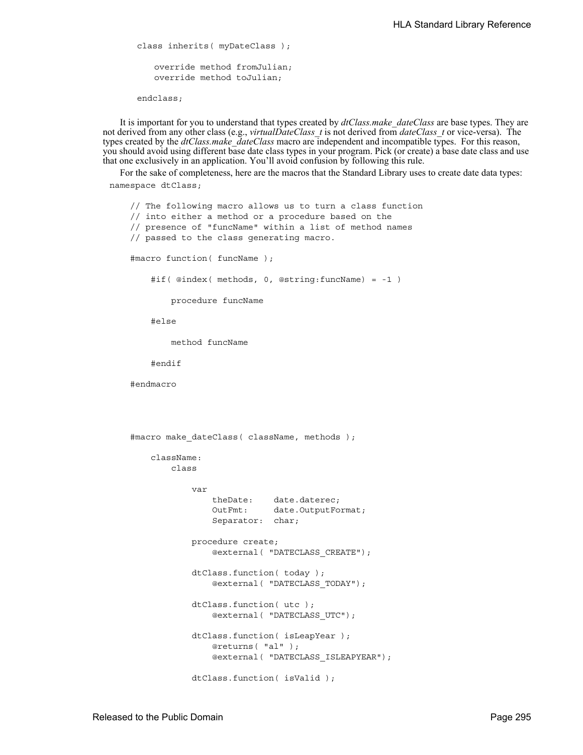```
class inherits( myDateClass );

    override method fromJulian;
    override method toJulian;

endclass;
```

It is important for you to understand that types created by *dtClass.make_dateClass* are base types. They are not derived from any other class (e.g., *virtualDateClass_t* is not derived from *dateClass_t* or vice-versa). The types created by the *dtClass.make_dateClass* macro are independent and incompatible types. For this reason, you should avoid using different base date class types in your program. Pick (or create) a base date class and use that one exclusively in an application. You'll avoid confusion by following this rule.

For the sake of completeness, here are the macros that the Standard Library uses to create date data types:

```
namespace dtClass;

    // The following macro allows us to turn a class function
    // into either a method or a procedure based on the
    // presence of "funcName" within a list of method names
    // passed to the class generating macro.

    #macro function( funcName );

        #if( @index( methods, 0, @string:funcName) = -1 )

            procedure funcName

        #else

            method funcName

        #endif

    #endmacro




    #macro make_dateClass( className, methods );

        className:
            class

                var
                    theDate:    date.daterec;
                    OutFmt:     date.OutputFormat;
                    Separator:  char;

                procedure create;
                    @external( "DATECLASS_CREATE");

                dtClass.function( today );
                    @external( "DATECLASS_TODAY");

                dtClass.function( utc );
                    @external( "DATECLASS_UTC");

                dtClass.function( isLeapYear );
                    @returns( "al" );
                    @external( "DATECLASS_ISLEAPYEAR");

                dtClass.function( isValid );
```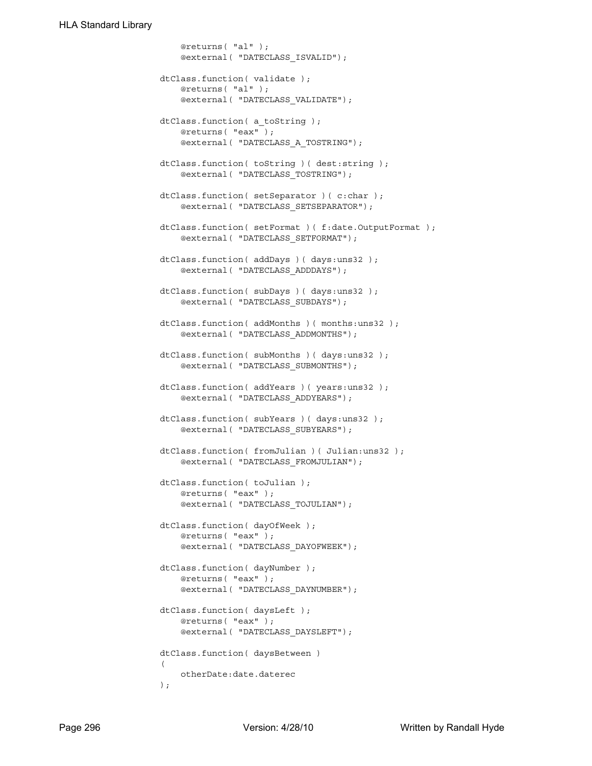```
    @returns( "al" );
    @external( "DATECLASS_ISVALID");

dtClass.function( validate );
    @returns( "al" );
    @external( "DATECLASS_VALIDATE");

dtClass.function( a_toString );
    @returns( "eax" );
    @external( "DATECLASS_A_TOSTRING");

dtClass.function( toString )( dest:string );
    @external( "DATECLASS_TOSTRING");

dtClass.function( setSeparator )( c:char );
    @external( "DATECLASS_SETSEPARATOR");

dtClass.function( setFormat )( f:date.OutputFormat );
    @external( "DATECLASS_SETFORMAT");

dtClass.function( addDays )( days:uns32 );
    @external( "DATECLASS_ADDDAYS");

dtClass.function( subDays )( days:uns32 );
    @external( "DATECLASS_SUBDAYS");

dtClass.function( addMonths )( months:uns32 );
    @external( "DATECLASS_ADDMONTHS");

dtClass.function( subMonths )( days:uns32 );
    @external( "DATECLASS_SUBMONTHS");

dtClass.function( addYears )( years:uns32 );
    @external( "DATECLASS_ADDYEARS");

dtClass.function( subYears )( days:uns32 );
    @external( "DATECLASS_SUBYEARS");

dtClass.function( fromJulian )( Julian:uns32 );
    @external( "DATECLASS_FROMJULIAN");

dtClass.function( toJulian );
    @returns( "eax" );
    @external( "DATECLASS_TOJULIAN");

dtClass.function( dayOfWeek );
    @returns( "eax" );
    @external( "DATECLASS_DAYOFWEEK");

dtClass.function( dayNumber );
    @returns( "eax" );
    @external( "DATECLASS_DAYNUMBER");

dtClass.function( daysLeft );
    @returns( "eax" );
    @external( "DATECLASS_DAYSLEFT");

dtClass.function( daysBetween )
(
    otherDate:date.daterec
);
```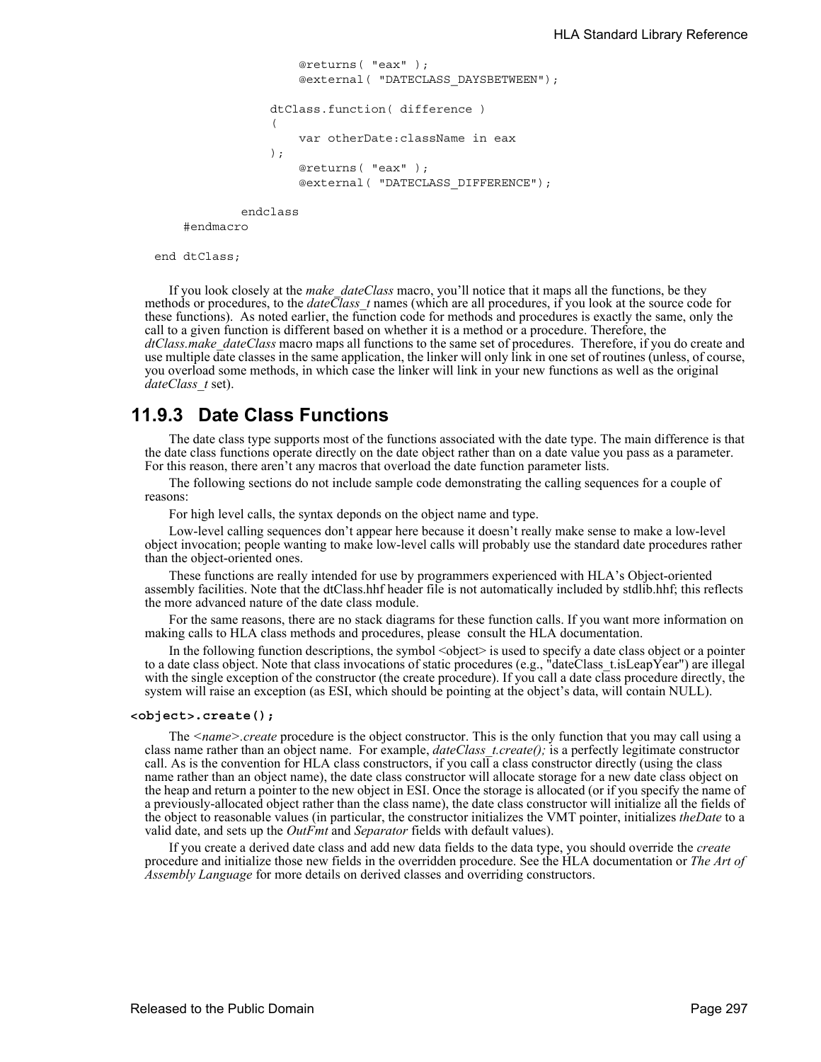```
                    @returns( "eax" );
                    @external( "DATECLASS_DAYSBETWEEN");

                dtClass.function( difference )
                (
                    var otherDate:className in eax
                );
                    @returns( "eax" );
                    @external( "DATECLASS_DIFFERENCE");

            endclass
    #endmacro

end dtClass;
```

If you look closely at the *make_dateClass* macro, you'll notice that it maps all the functions, be they methods or procedures, to the *dateClass_t* names (which are all procedures, if you look at the source code for these functions). As noted earlier, the function code for methods and procedures is exactly the same, only the call to a given function is different based on whether it is a method or a procedure. Therefore, the *dtClass.make_dateClass* macro maps all functions to the same set of procedures. Therefore, if you do create and use multiple date classes in the same application, the linker will only link in one set of routines (unless, of course, you overload some methods, in which case the linker will link in your new functions as well as the original *dateClass_t* set).

### 11.9.3 Date Class Functions

The date class type supports most of the functions associated with the date type. The main difference is that the date class functions operate directly on the date object rather than on a date value you pass as a parameter. For this reason, there aren't any macros that overload the date function parameter lists.

The following sections do not include sample code demonstrating the calling sequences for a couple of reasons:

For high level calls, the syntax deponds on the object name and type.

Low-level calling sequences don't appear here because it doesn't really make sense to make a low-level object invocation; people wanting to make low-level calls will probably use the standard date procedures rather than the object-oriented ones.

These functions are really intended for use by programmers experienced with HLA's Object-oriented assembly facilities. Note that the dtClass.hhf header file is not automatically included by stdlib.hhf; this reflects the more advanced nature of the date class module.

For the same reasons, there are no stack diagrams for these function calls. If you want more information on making calls to HLA class methods and procedures, please consult the HLA documentation.

In the following function descriptions, the symbol <object> is used to specify a date class object or a pointer to a date class object. Note that class invocations of static procedures (e.g., "dateClass_t.isLeapYear") are illegal with the single exception of the constructor (the create procedure). If you call a date class procedure directly, the system will raise an exception (as ESI, which should be pointing at the object's data, will contain NULL).

**`<object>.create();`**

The *<name>.create* procedure is the object constructor. This is the only function that you may call using a class name rather than an object name. For example, *dateClass_t.create();* is a perfectly legitimate constructor call. As is the convention for HLA class constructors, if you call a class constructor directly (using the class name rather than an object name), the date class constructor will allocate storage for a new date class object on the heap and return a pointer to the new object in ESI. Once the storage is allocated (or if you specify the name of a previously-allocated object rather than the class name), the date class constructor will initialize all the fields of the object to reasonable values (in particular, the constructor initializes the VMT pointer, initializes *theDate* to a valid date, and sets up the *OutFmt* and *Separator* fields with default values).

If you create a derived date class and add new data fields to the data type, you should override the *create* procedure and initialize those new fields in the overridden procedure. See the HLA documentation or *The Art of Assembly Language* for more details on derived classes and overriding constructors.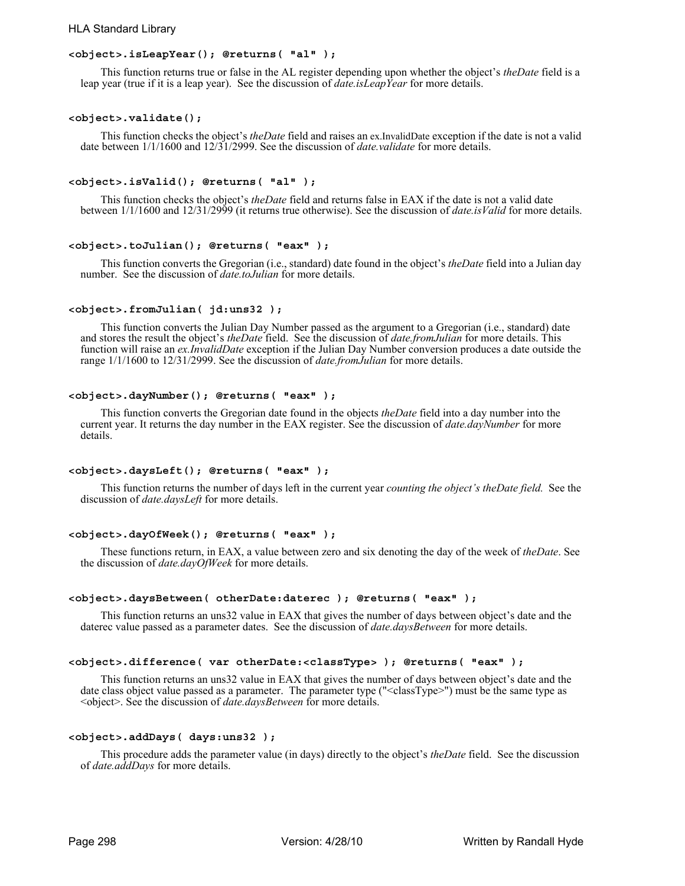**`<object>.isLeapYear(); @returns( "al" );`**

This function returns true or false in the AL register depending upon whether the object's *theDate* field is a leap year (true if it is a leap year). See the discussion of *date.isLeapYear* for more details.

**`<object>.validate();`**

This function checks the object's *theDate* field and raises an ex.InvalidDate exception if the date is not a valid date between 1/1/1600 and 12/31/2999. See the discussion of *date.validate* for more details.

**`<object>.isValid(); @returns( "al" );`**

This function checks the object's *theDate* field and returns false in EAX if the date is not a valid date between 1/1/1600 and 12/31/2999 (it returns true otherwise). See the discussion of *date.isValid* for more details.

**`<object>.toJulian(); @returns( "eax" );`**

This function converts the Gregorian (i.e., standard) date found in the object's *theDate* field into a Julian day number. See the discussion of *date.toJulian* for more details.

**`<object>.fromJulian( jd:uns32 );`**

This function converts the Julian Day Number passed as the argument to a Gregorian (i.e., standard) date and stores the result the object's *theDate* field. See the discussion of *date.fromJulian* for more details. This function will raise an *ex.InvalidDate* exception if the Julian Day Number conversion produces a date outside the range 1/1/1600 to 12/31/2999. See the discussion of *date.fromJulian* for more details.

**`<object>.dayNumber(); @returns( "eax" );`**

This function converts the Gregorian date found in the objects *theDate* field into a day number into the current year. It returns the day number in the EAX register. See the discussion of *date.dayNumber* for more details.

**`<object>.daysLeft(); @returns( "eax" );`**

This function returns the number of days left in the current year *counting the object's theDate field.* See the discussion of *date.daysLeft* for more details.

**`<object>.dayOfWeek(); @returns( "eax" );`**

These functions return, in EAX, a value between zero and six denoting the day of the week of *theDate*. See the discussion of *date.dayOfWeek* for more details.

**`<object>.daysBetween( otherDate:daterec ); @returns( "eax" );`**

This function returns an uns32 value in EAX that gives the number of days between object's date and the daterec value passed as a parameter dates. See the discussion of *date.daysBetween* for more details.

**`<object>.difference( var otherDate:<classType> ); @returns( "eax" );`**

This function returns an uns32 value in EAX that gives the number of days between object's date and the date class object value passed as a parameter. The parameter type ("<classType>") must be the same type as <object>. See the discussion of *date.daysBetween* for more details.

**`<object>.addDays( days:uns32 );`**

This procedure adds the parameter value (in days) directly to the object's *theDate* field. See the discussion of *date.addDays* for more details.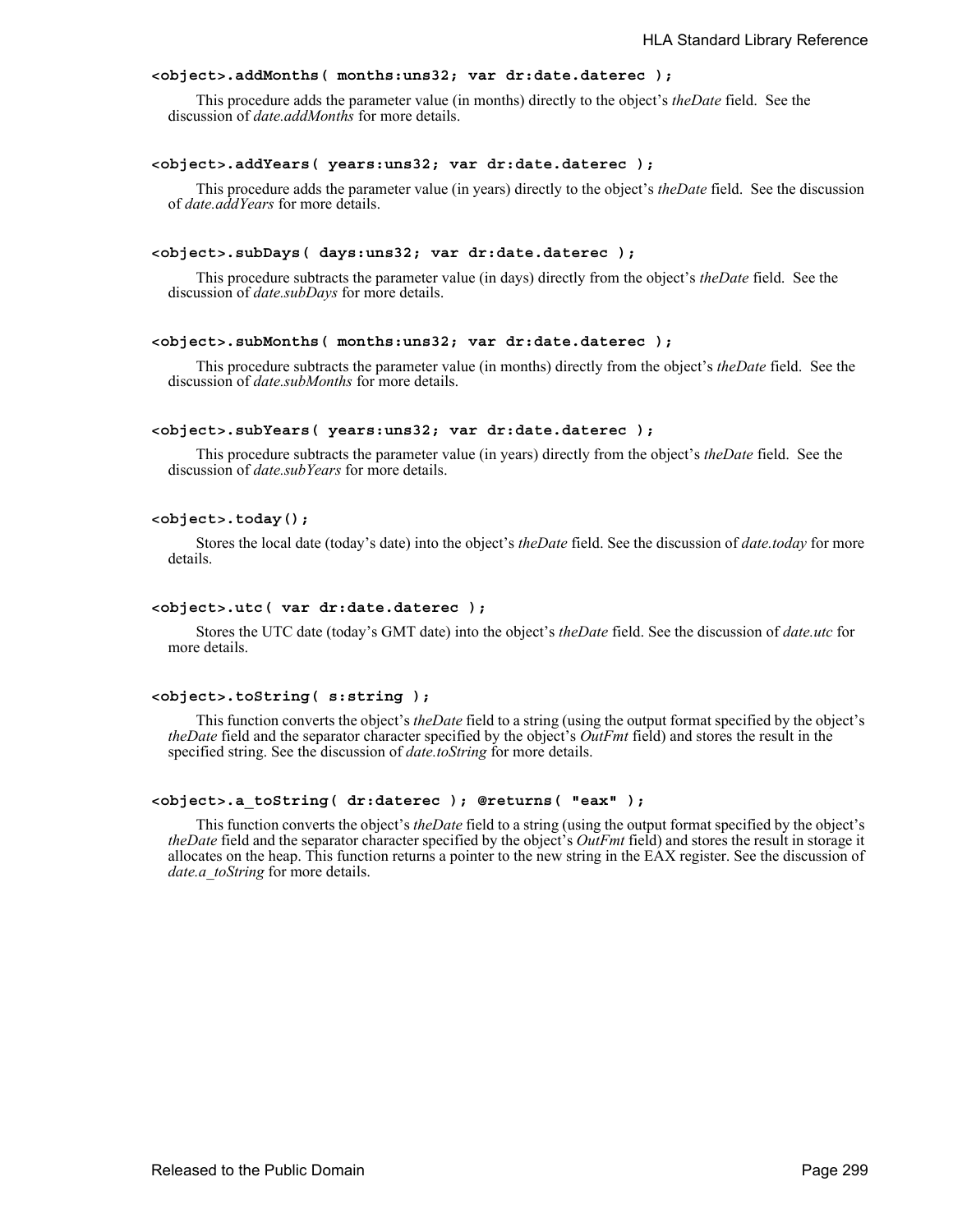**<object>.addMonths( months:uns32; var dr:date.daterec );**

This procedure adds the parameter value (in months) directly to the object's *theDate* field. See the discussion of *date.addMonths* for more details.

**<object>.addYears( years:uns32; var dr:date.daterec );**

This procedure adds the parameter value (in years) directly to the object's *theDate* field. See the discussion of *date.addYears* for more details.

**<object>.subDays( days:uns32; var dr:date.daterec );**

This procedure subtracts the parameter value (in days) directly from the object's *theDate* field. See the discussion of *date.subDays* for more details.

**<object>.subMonths( months:uns32; var dr:date.daterec );**

This procedure subtracts the parameter value (in months) directly from the object's *theDate* field. See the discussion of *date.subMonths* for more details.

**<object>.subYears( years:uns32; var dr:date.daterec );**

This procedure subtracts the parameter value (in years) directly from the object's *theDate* field. See the discussion of *date.subYears* for more details.

**<object>.today();**

Stores the local date (today's date) into the object's *theDate* field. See the discussion of *date.today* for more details.

**<object>.utc( var dr:date.daterec );**

Stores the UTC date (today's GMT date) into the object's *theDate* field. See the discussion of *date.utc* for more details.

**<object>.toString( s:string );**

This function converts the object's *theDate* field to a string (using the output format specified by the object's *theDate* field and the separator character specified by the object's *OutFmt* field) and stores the result in the specified string. See the discussion of *date.toString* for more details.

**<object>.a_toString( dr:daterec ); @returns( "eax" );**

This function converts the object's *theDate* field to a string (using the output format specified by the object's *theDate* field and the separator character specified by the object's *OutFmt* field) and stores the result in storage it allocates on the heap. This function returns a pointer to the new string in the EAX register. See the discussion of *date.a_toString* for more details.